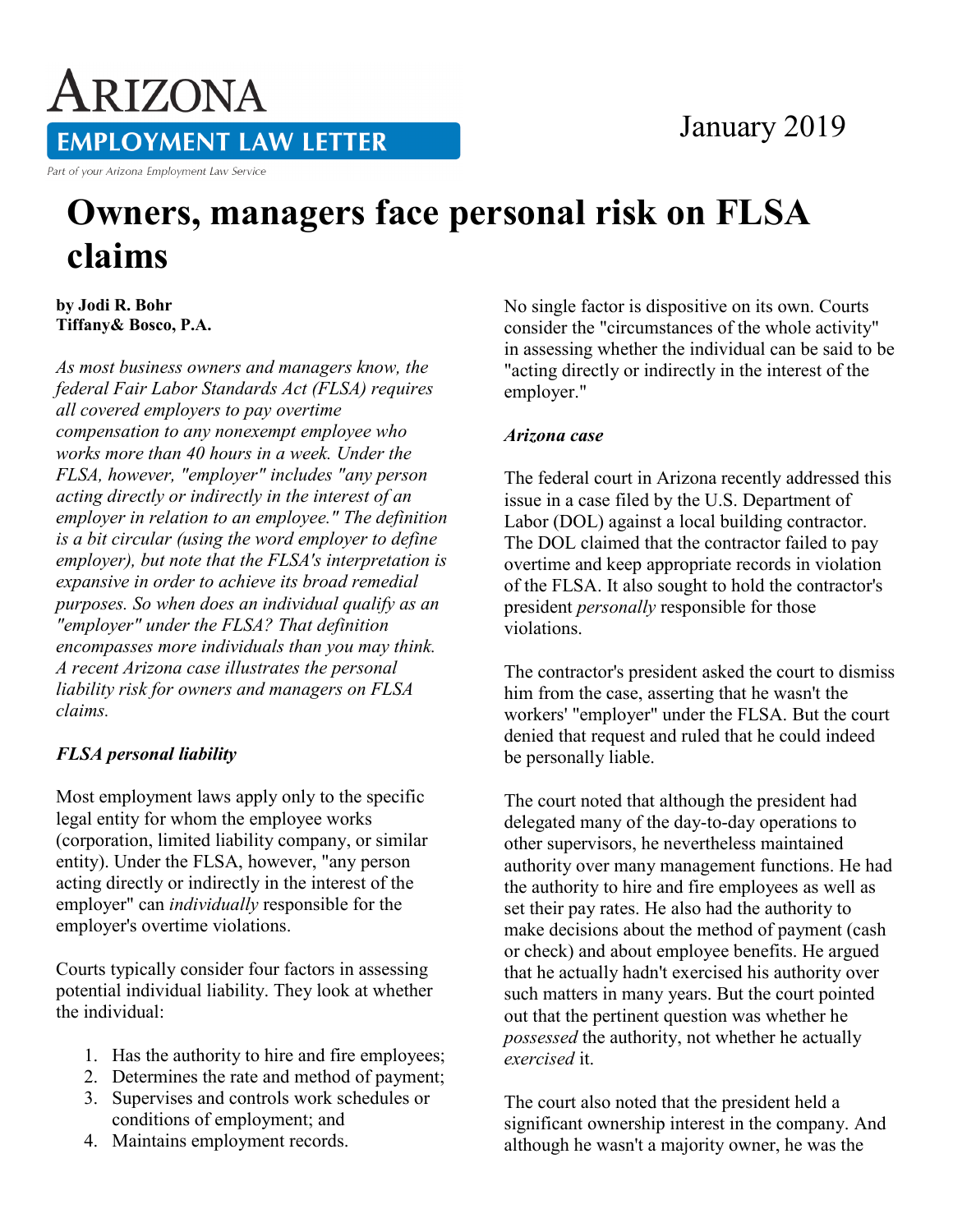# Arizona Employment Law Letter

Part of your Arizona Employment Law Service

January 2019

# Owners, managers face personal risk on FLSA claims

**by Jodi R. Bohr**
**Tiffany& Bosco, P.A.**

*As most business owners and managers know, the federal Fair Labor Standards Act (FLSA) requires all covered employers to pay overtime compensation to any nonexempt employee who works more than 40 hours in a week. Under the FLSA, however, "employer" includes "any person acting directly or indirectly in the interest of an employer in relation to an employee." The definition is a bit circular (using the word employer to define employer), but note that the FLSA's interpretation is expansive in order to achieve its broad remedial purposes. So when does an individual qualify as an "employer" under the FLSA? That definition encompasses more individuals than you may think. A recent Arizona case illustrates the personal liability risk for owners and managers on FLSA claims.*

### *FLSA personal liability*

Most employment laws apply only to the specific legal entity for whom the employee works (corporation, limited liability company, or similar entity). Under the FLSA, however, "any person acting directly or indirectly in the interest of the employer" can *individually* responsible for the employer's overtime violations.

Courts typically consider four factors in assessing potential individual liability. They look at whether the individual:

1. Has the authority to hire and fire employees;
2. Determines the rate and method of payment;
3. Supervises and controls work schedules or conditions of employment; and
4. Maintains employment records.

No single factor is dispositive on its own. Courts consider the "circumstances of the whole activity" in assessing whether the individual can be said to be "acting directly or indirectly in the interest of the employer."

### *Arizona case*

The federal court in Arizona recently addressed this issue in a case filed by the U.S. Department of Labor (DOL) against a local building contractor. The DOL claimed that the contractor failed to pay overtime and keep appropriate records in violation of the FLSA. It also sought to hold the contractor's president *personally* responsible for those violations.

The contractor's president asked the court to dismiss him from the case, asserting that he wasn't the workers' "employer" under the FLSA. But the court denied that request and ruled that he could indeed be personally liable.

The court noted that although the president had delegated many of the day-to-day operations to other supervisors, he nevertheless maintained authority over many management functions. He had the authority to hire and fire employees as well as set their pay rates. He also had the authority to make decisions about the method of payment (cash or check) and about employee benefits. He argued that he actually hadn't exercised his authority over such matters in many years. But the court pointed out that the pertinent question was whether he *possessed* the authority, not whether he actually *exercised* it.

The court also noted that the president held a significant ownership interest in the company. And although he wasn't a majority owner, he was the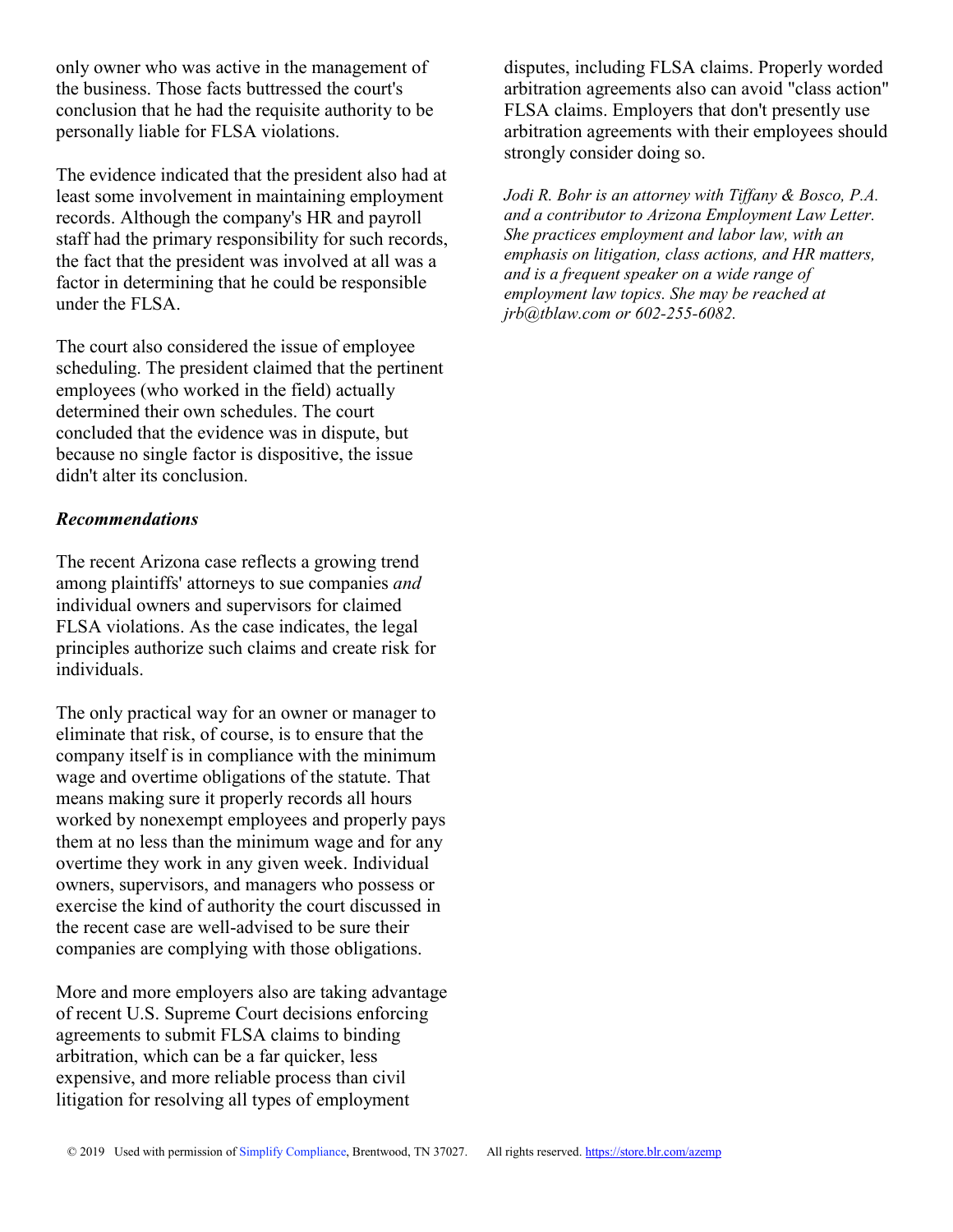only owner who was active in the management of the business. Those facts buttressed the court's conclusion that he had the requisite authority to be personally liable for FLSA violations.

The evidence indicated that the president also had at least some involvement in maintaining employment records. Although the company's HR and payroll staff had the primary responsibility for such records, the fact that the president was involved at all was a factor in determining that he could be responsible under the FLSA.

The court also considered the issue of employee scheduling. The president claimed that the pertinent employees (who worked in the field) actually determined their own schedules. The court concluded that the evidence was in dispute, but because no single factor is dispositive, the issue didn't alter its conclusion.

***Recommendations***

The recent Arizona case reflects a growing trend among plaintiffs' attorneys to sue companies *and* individual owners and supervisors for claimed FLSA violations. As the case indicates, the legal principles authorize such claims and create risk for individuals.

The only practical way for an owner or manager to eliminate that risk, of course, is to ensure that the company itself is in compliance with the minimum wage and overtime obligations of the statute. That means making sure it properly records all hours worked by nonexempt employees and properly pays them at no less than the minimum wage and for any overtime they work in any given week. Individual owners, supervisors, and managers who possess or exercise the kind of authority the court discussed in the recent case are well-advised to be sure their companies are complying with those obligations.

More and more employers also are taking advantage of recent U.S. Supreme Court decisions enforcing agreements to submit FLSA claims to binding arbitration, which can be a far quicker, less expensive, and more reliable process than civil litigation for resolving all types of employment disputes, including FLSA claims. Properly worded arbitration agreements also can avoid "class action" FLSA claims. Employers that don't presently use arbitration agreements with their employees should strongly consider doing so.

*Jodi R. Bohr is an attorney with Tiffany & Bosco, P.A. and a contributor to Arizona Employment Law Letter. She practices employment and labor law, with an emphasis on litigation, class actions, and HR matters, and is a frequent speaker on a wide range of employment law topics. She may be reached at jrb@tblaw.com or 602-255-6082.*

© 2019 Used with permission of Simplify Compliance, Brentwood, TN 37027. All rights reserved. https://store.blr.com/azemp